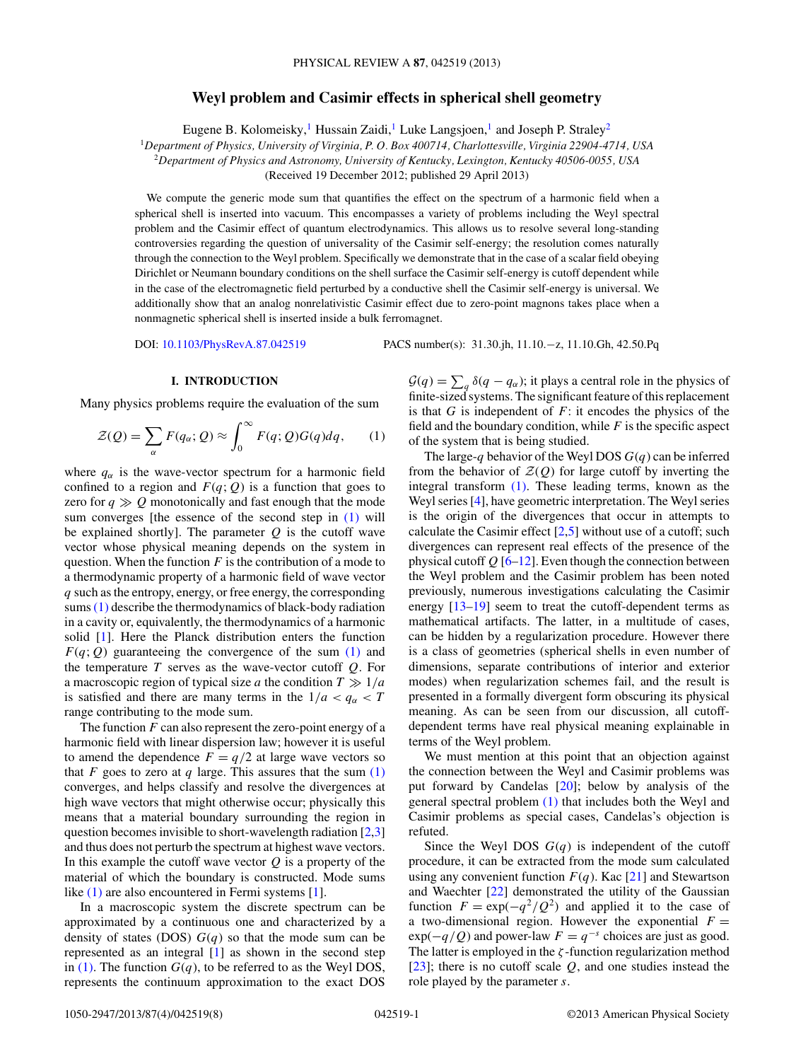# Weyl problem and Casimir effects in spherical shell geometry

Eugene B. Kolomeisky,[1] Hussain Zaidi,[1] Luke Langsjoen,[1] and Joseph P. Straley[2]

[1]*Department of Physics, University of Virginia, P. O. Box 400714, Charlottesville, Virginia 22904-4714, USA*

[2]*Department of Physics and Astronomy, University of Kentucky, Lexington, Kentucky 40506-0055, USA*

(Received 19 December 2012; published 29 April 2013)

We compute the generic mode sum that quantifies the effect on the spectrum of a harmonic field when a spherical shell is inserted into vacuum. This encompasses a variety of problems including the Weyl spectral problem and the Casimir effect of quantum electrodynamics. This allows us to resolve several long-standing controversies regarding the question of universality of the Casimir self-energy; the resolution comes naturally through the connection to the Weyl problem. Specifically we demonstrate that in the case of a scalar field obeying Dirichlet or Neumann boundary conditions on the shell surface the Casimir self-energy is cutoff dependent while in the case of the electromagnetic field perturbed by a conductive shell the Casimir self-energy is universal. We additionally show that an analog nonrelativistic Casimir effect due to zero-point magnons takes place when a nonmagnetic spherical shell is inserted inside a bulk ferromagnet.

DOI: 10.1103/PhysRevA.87.042519 PACS number(s): 31.30.jh, 11.10.−z, 11.10.Gh, 42.50.Pq

## I. INTRODUCTION

Many physics problems require the evaluation of the sum

$$\mathcal{Z}(Q) = \sum_{\alpha} F(q_{\alpha}; Q) \approx \int_{0}^{\infty} F(q; Q) G(q) dq, \qquad (1)$$

where $q_{\alpha}$ is the wave-vector spectrum for a harmonic field confined to a region and $F(q;Q)$ is a function that goes to zero for $q \gg Q$ monotonically and fast enough that the mode sum converges [the essence of the second step in (1) will be explained shortly]. The parameter $Q$ is the cutoff wave vector whose physical meaning depends on the system in question. When the function $F$ is the contribution of a mode to a thermodynamic property of a harmonic field of wave vector $q$ such as the entropy, energy, or free energy, the corresponding sums (1) describe the thermodynamics of black-body radiation in a cavity or, equivalently, the thermodynamics of a harmonic solid [1]. Here the Planck distribution enters the function $F(q;Q)$ guaranteeing the convergence of the sum (1) and the temperature $T$ serves as the wave-vector cutoff $Q$. For a macroscopic region of typical size $a$ the condition $T \gg 1/a$ is satisfied and there are many terms in the $1/a < q_{\alpha} < T$ range contributing to the mode sum.

The function $F$ can also represent the zero-point energy of a harmonic field with linear dispersion law; however it is useful to amend the dependence $F = q/2$ at large wave vectors so that $F$ goes to zero at $q$ large. This assures that the sum (1) converges, and helps classify and resolve the divergences at high wave vectors that might otherwise occur; physically this means that a material boundary surrounding the region in question becomes invisible to short-wavelength radiation [2,3] and thus does not perturb the spectrum at highest wave vectors. In this example the cutoff wave vector $Q$ is a property of the material of which the boundary is constructed. Mode sums like (1) are also encountered in Fermi systems [1].

In a macroscopic system the discrete spectrum can be approximated by a continuous one and characterized by a density of states (DOS) $G(q)$ so that the mode sum can be represented as an integral [1] as shown in the second step in (1). The function $G(q)$, to be referred to as the Weyl DOS, represents the continuum approximation to the exact DOS $\mathcal{G}(q) = \sum_{q} \delta(q - q_{\alpha})$; it plays a central role in the physics of finite-sized systems. The significant feature of this replacement is that $G$ is independent of $F$: it encodes the physics of the field and the boundary condition, while $F$ is the specific aspect of the system that is being studied.

The large-$q$ behavior of the Weyl DOS $G(q)$ can be inferred from the behavior of $\mathcal{Z}(Q)$ for large cutoff by inverting the integral transform (1). These leading terms, known as the Weyl series [4], have geometric interpretation. The Weyl series is the origin of the divergences that occur in attempts to calculate the Casimir effect [2,5] without use of a cutoff; such divergences can represent real effects of the presence of the physical cutoff $Q$ [6–12]. Even though the connection between the Weyl problem and the Casimir problem has been noted previously, numerous investigations calculating the Casimir energy [13–19] seem to treat the cutoff-dependent terms as mathematical artifacts. The latter, in a multitude of cases, can be hidden by a regularization procedure. However there is a class of geometries (spherical shells in even number of dimensions, separate contributions of interior and exterior modes) when regularization schemes fail, and the result is presented in a formally divergent form obscuring its physical meaning. As can be seen from our discussion, all cutoff-dependent terms have real physical meaning explainable in terms of the Weyl problem.

We must mention at this point that an objection against the connection between the Weyl and Casimir problems was put forward by Candelas [20]; below by analysis of the general spectral problem (1) that includes both the Weyl and Casimir problems as special cases, Candelas's objection is refuted.

Since the Weyl DOS $G(q)$ is independent of the cutoff procedure, it can be extracted from the mode sum calculated using any convenient function $F(q)$. Kac [21] and Stewartson and Waechter [22] demonstrated the utility of the Gaussian function $F = \exp(-q^2/Q^2)$ and applied it to the case of a two-dimensional region. However the exponential $F = \exp(-q/Q)$ and power-law $F = q^{-s}$ choices are just as good. The latter is employed in the $\zeta$-function regularization method [23]; there is no cutoff scale $Q$, and one studies instead the role played by the parameter $s$.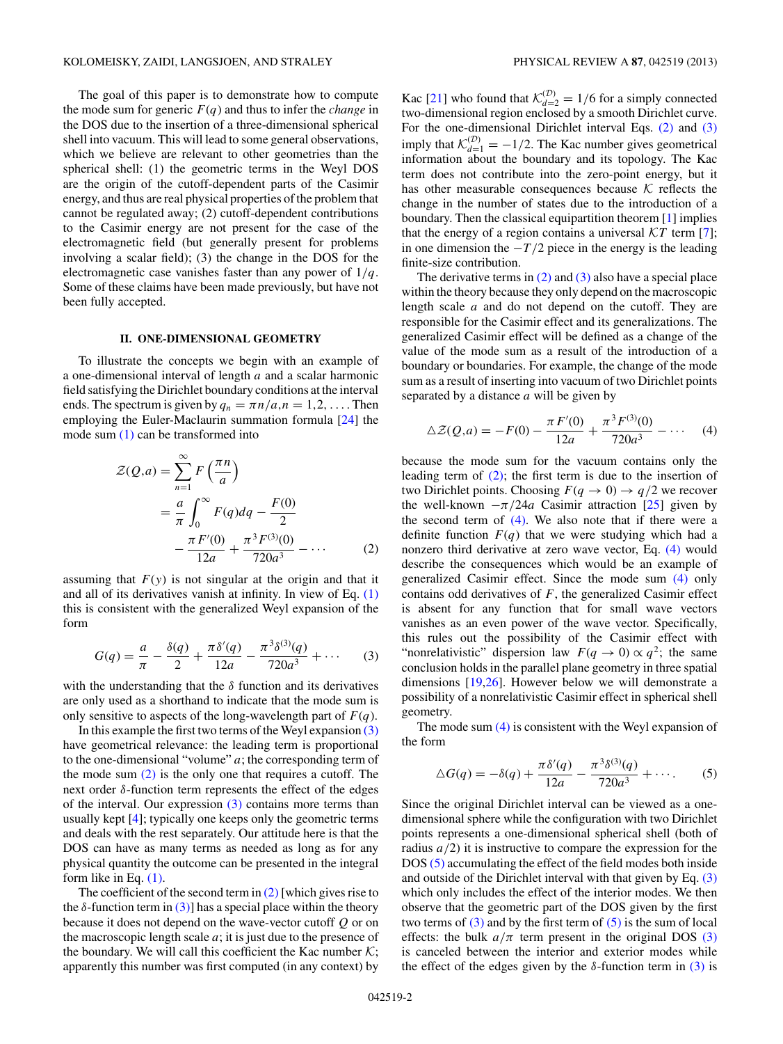The goal of this paper is to demonstrate how to compute the mode sum for generic $F(q)$ and thus to infer the *change* in the DOS due to the insertion of a three-dimensional spherical shell into vacuum. This will lead to some general observations, which we believe are relevant to other geometries than the spherical shell: (1) the geometric terms in the Weyl DOS are the origin of the cutoff-dependent parts of the Casimir energy, and thus are real physical properties of the problem that cannot be regulated away; (2) cutoff-dependent contributions to the Casimir energy are not present for the case of the electromagnetic field (but generally present for problems involving a scalar field); (3) the change in the DOS for the electromagnetic case vanishes faster than any power of $1/q$. Some of these claims have been made previously, but have not been fully accepted.

## II. ONE-DIMENSIONAL GEOMETRY

To illustrate the concepts we begin with an example of a one-dimensional interval of length $a$ and a scalar harmonic field satisfying the Dirichlet boundary conditions at the interval ends. The spectrum is given by $q_n = \pi n/a, n = 1,2,\ldots$. Then employing the Euler-Maclaurin summation formula [24] the mode sum (1) can be transformed into

$$\begin{aligned}
\mathcal{Z}(Q,a) &= \sum_{n=1}^{\infty} F\left(\frac{\pi n}{a}\right) \\
&= \frac{a}{\pi}\int_0^{\infty} F(q)dq - \frac{F(0)}{2} \\
&\quad - \frac{\pi F'(0)}{12a} + \frac{\pi^3 F^{(3)}(0)}{720a^3} - \cdots
\end{aligned} \tag{2}$$

assuming that $F(y)$ is not singular at the origin and that it and all of its derivatives vanish at infinity. In view of Eq. (1) this is consistent with the generalized Weyl expansion of the form

$$G(q) = \frac{a}{\pi} - \frac{\delta(q)}{2} + \frac{\pi\delta'(q)}{12a} - \frac{\pi^3\delta^{(3)}(q)}{720a^3} + \cdots \tag{3}$$

with the understanding that the $\delta$ function and its derivatives are only used as a shorthand to indicate that the mode sum is only sensitive to aspects of the long-wavelength part of $F(q)$.

In this example the first two terms of the Weyl expansion (3) have geometrical relevance: the leading term is proportional to the one-dimensional "volume" $a$; the corresponding term of the mode sum (2) is the only one that requires a cutoff. The next order $\delta$-function term represents the effect of the edges of the interval. Our expression (3) contains more terms than usually kept [4]; typically one keeps only the geometric terms and deals with the rest separately. Our attitude here is that the DOS can have as many terms as needed as long as for any physical quantity the outcome can be presented in the integral form like in Eq. (1).

The coefficient of the second term in (2) [which gives rise to the $\delta$-function term in (3)] has a special place within the theory because it does not depend on the wave-vector cutoff $Q$ or on the macroscopic length scale $a$; it is just due to the presence of the boundary. We will call this coefficient the Kac number $\mathcal{K}$; apparently this number was first computed (in any context) by Kac [21] who found that $\mathcal{K}_{d=2}^{(\mathcal{D})} = 1/6$ for a simply connected two-dimensional region enclosed by a smooth Dirichlet curve. For the one-dimensional Dirichlet interval Eqs. (2) and (3) imply that $\mathcal{K}_{d=1}^{(\mathcal{D})} = -1/2$. The Kac number gives geometrical information about the boundary and its topology. The Kac term does not contribute into the zero-point energy, but it has other measurable consequences because $\mathcal{K}$ reflects the change in the number of states due to the introduction of a boundary. Then the classical equipartition theorem [1] implies that the energy of a region contains a universal $\mathcal{K}T$ term [7]; in one dimension the $-T/2$ piece in the energy is the leading finite-size contribution.

The derivative terms in (2) and (3) also have a special place within the theory because they only depend on the macroscopic length scale $a$ and do not depend on the cutoff. They are responsible for the Casimir effect and its generalizations. The generalized Casimir effect will be defined as a change of the value of the mode sum as a result of the introduction of a boundary or boundaries. For example, the change of the mode sum as a result of inserting into vacuum of two Dirichlet points separated by a distance $a$ will be given by

$$\triangle\mathcal{Z}(Q,a) = -F(0) - \frac{\pi F'(0)}{12a} + \frac{\pi^3 F^{(3)}(0)}{720a^3} - \cdots \tag{4}$$

because the mode sum for the vacuum contains only the leading term of (2); the first term is due to the insertion of two Dirichlet points. Choosing $F(q \to 0) \to q/2$ we recover the well-known $-\pi/24a$ Casimir attraction [25] given by the second term of (4). We also note that if there were a definite function $F(q)$ that we were studying which had a nonzero third derivative at zero wave vector, Eq. (4) would describe the consequences which would be an example of generalized Casimir effect. Since the mode sum (4) only contains odd derivatives of $F$, the generalized Casimir effect is absent for any function that for small wave vectors vanishes as an even power of the wave vector. Specifically, this rules out the possibility of the Casimir effect with "nonrelativistic" dispersion law $F(q \to 0) \propto q^2$; the same conclusion holds in the parallel plane geometry in three spatial dimensions [19,26]. However below we will demonstrate a possibility of a nonrelativistic Casimir effect in spherical shell geometry.

The mode sum (4) is consistent with the Weyl expansion of the form

$$\triangle G(q) = -\delta(q) + \frac{\pi\delta'(q)}{12a} - \frac{\pi^3\delta^{(3)}(q)}{720a^3} + \cdots. \tag{5}$$

Since the original Dirichlet interval can be viewed as a one-dimensional sphere while the configuration with two Dirichlet points represents a one-dimensional spherical shell (both of radius $a/2$) it is instructive to compare the expression for the DOS (5) accumulating the effect of the field modes both inside and outside of the Dirichlet interval with that given by Eq. (3) which only includes the effect of the interior modes. We then observe that the geometric part of the DOS given by the first two terms of (3) and by the first term of (5) is the sum of local effects: the bulk $a/\pi$ term present in the original DOS (3) is canceled between the interior and exterior modes while the effect of the edges given by the $\delta$-function term in (3) is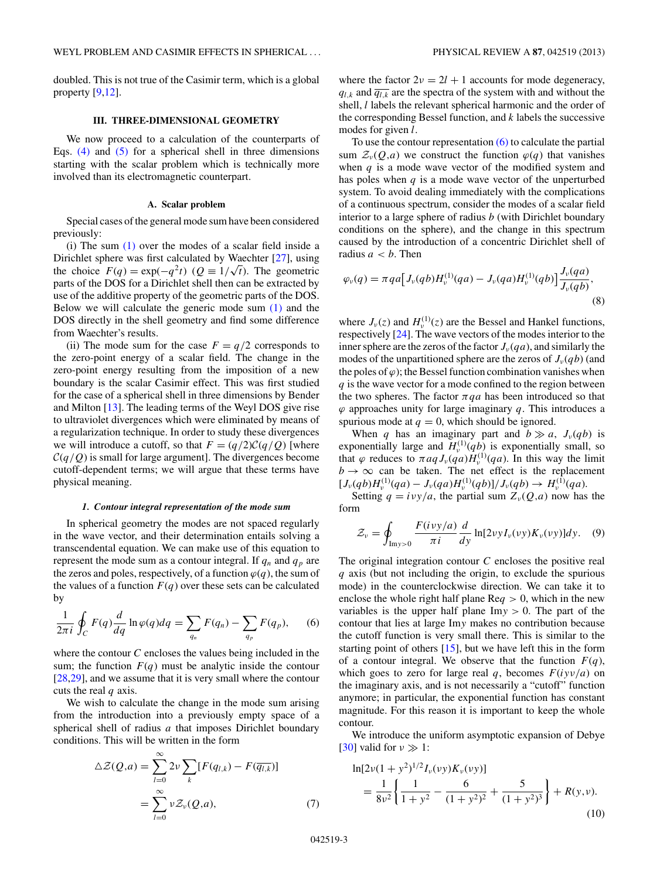doubled. This is not true of the Casimir term, which is a global property [9,12].

## III. THREE-DIMENSIONAL GEOMETRY

We now proceed to a calculation of the counterparts of Eqs. (4) and (5) for a spherical shell in three dimensions starting with the scalar problem which is technically more involved than its electromagnetic counterpart.

### A. Scalar problem

Special cases of the general mode sum have been considered previously:

(i) The sum (1) over the modes of a scalar field inside a Dirichlet sphere was first calculated by Waechter [27], using the choice $F(q) = \exp(-q^2 t)$ $(Q \equiv 1/\sqrt{t})$. The geometric parts of the DOS for a Dirichlet shell then can be extracted by use of the additive property of the geometric parts of the DOS. Below we will calculate the generic mode sum (1) and the DOS directly in the shell geometry and find some difference from Waechter's results.

(ii) The mode sum for the case $F = q/2$ corresponds to the zero-point energy of a scalar field. The change in the zero-point energy resulting from the imposition of a new boundary is the scalar Casimir effect. This was first studied for the case of a spherical shell in three dimensions by Bender and Milton [13]. The leading terms of the Weyl DOS give rise to ultraviolet divergences which were eliminated by means of a regularization technique. In order to study these divergences we will introduce a cutoff, so that $F = (q/2)\mathcal{C}(q/Q)$ [where $\mathcal{C}(q/Q)$ is small for large argument]. The divergences become cutoff-dependent terms; we will argue that these terms have physical meaning.

#### 1. Contour integral representation of the mode sum

In spherical geometry the modes are not spaced regularly in the wave vector, and their determination entails solving a transcendental equation. We can make use of this equation to represent the mode sum as a contour integral. If $q_n$ and $q_p$ are the zeros and poles, respectively, of a function $\varphi(q)$, the sum of the values of a function $F(q)$ over these sets can be calculated by

$$\frac{1}{2\pi i}\oint_C F(q)\frac{d}{dq}\ln\varphi(q)dq = \sum_{q_n}F(q_n) - \sum_{q_p}F(q_p), \qquad (6)$$

where the contour $C$ encloses the values being included in the sum; the function $F(q)$ must be analytic inside the contour [28,29], and we assume that it is very small where the contour cuts the real $q$ axis.

We wish to calculate the change in the mode sum arising from the introduction into a previously empty space of a spherical shell of radius $a$ that imposes Dirichlet boundary conditions. This will be written in the form

$$\begin{aligned}\triangle\mathcal{Z}(Q,a) &= \sum_{l=0}^{\infty}2\nu\sum_k[F(q_{l,k}) - F(\overline{q_{l,k}})]\\ &= \sum_{l=0}^{\infty}\nu\mathcal{Z}_\nu(Q,a),\end{aligned} \qquad (7)$$

where the factor $2\nu = 2l+1$ accounts for mode degeneracy, $q_{l,k}$ and $\overline{q_{l,k}}$ are the spectra of the system with and without the shell, $l$ labels the relevant spherical harmonic and the order of the corresponding Bessel function, and $k$ labels the successive modes for given $l$.

To use the contour representation (6) to calculate the partial sum $\mathcal{Z}_\nu(Q,a)$ we construct the function $\varphi(q)$ that vanishes when $q$ is a mode wave vector of the modified system and has poles when $q$ is a mode wave vector of the unperturbed system. To avoid dealing immediately with the complications of a continuous spectrum, consider the modes of a scalar field interior to a large sphere of radius $b$ (with Dirichlet boundary conditions on the sphere), and the change in this spectrum caused by the introduction of a concentric Dirichlet shell of radius $a < b$. Then

$$\varphi_\nu(q) = \pi qa\big[J_\nu(qb)H_\nu^{(1)}(qa) - J_\nu(qa)H_\nu^{(1)}(qb)\big]\frac{J_\nu(qa)}{J_\nu(qb)}, \qquad (8)$$

where $J_\nu(z)$ and $H_\nu^{(1)}(z)$ are the Bessel and Hankel functions, respectively [24]. The wave vectors of the modes interior to the inner sphere are the zeros of the factor $J_\nu(qa)$, and similarly the modes of the unpartitioned sphere are the zeros of $J_\nu(qb)$ (and the poles of $\varphi$); the Bessel function combination vanishes when $q$ is the wave vector for a mode confined to the region between the two spheres. The factor $\pi qa$ has been introduced so that $\varphi$ approaches unity for large imaginary $q$. This introduces a spurious mode at $q = 0$, which should be ignored.

When $q$ has an imaginary part and $b \gg a$, $J_\nu(qb)$ is exponentially large and $H_\nu^{(1)}(qb)$ is exponentially small, so that $\varphi$ reduces to $\pi aqJ_\nu(qa)H_\nu^{(1)}(qa)$. In this way the limit $b \to \infty$ can be taken. The net effect is the replacement $[J_\nu(qb)H_\nu^{(1)}(qa) - J_\nu(qa)H_\nu^{(1)}(qb)]/J_\nu(qb) \to H_\nu^{(1)}(qa)$.

Setting $q = i\nu y/a$, the partial sum $Z_\nu(Q,a)$ now has the form

$$\mathcal{Z}_\nu = \oint_{\mathrm{Im}y>0}\frac{F(i\nu y/a)}{\pi i}\frac{d}{dy}\ln[2\nu yI_\nu(\nu y)K_\nu(\nu y)]dy. \qquad (9)$$

The original integration contour $C$ encloses the positive real $q$ axis (but not including the origin, to exclude the spurious mode) in the counterclockwise direction. We can take it to enclose the whole right half plane $\mathrm{Re}q > 0$, which in the new variables is the upper half plane $\mathrm{Im}y > 0$. The part of the contour that lies at large $\mathrm{Im}y$ makes no contribution because the cutoff function is very small there. This is similar to the starting point of others [15], but we have left this in the form of a contour integral. We observe that the function $F(q)$, which goes to zero for large real $q$, becomes $F(iy\nu/a)$ on the imaginary axis, and is not necessarily a "cutoff" function anymore; in particular, the exponential function has constant magnitude. For this reason it is important to keep the whole contour.

We introduce the uniform asymptotic expansion of Debye [30] valid for $\nu \gg 1$:

$$\begin{aligned}&\ln[2\nu(1+y^2)^{1/2}I_\nu(\nu y)K_\nu(\nu y)]\\ &\quad = \frac{1}{8\nu^2}\left\{\frac{1}{1+y^2} - \frac{6}{(1+y^2)^2} + \frac{5}{(1+y^2)^3}\right\} + R(y,\nu).\end{aligned} \qquad (10)$$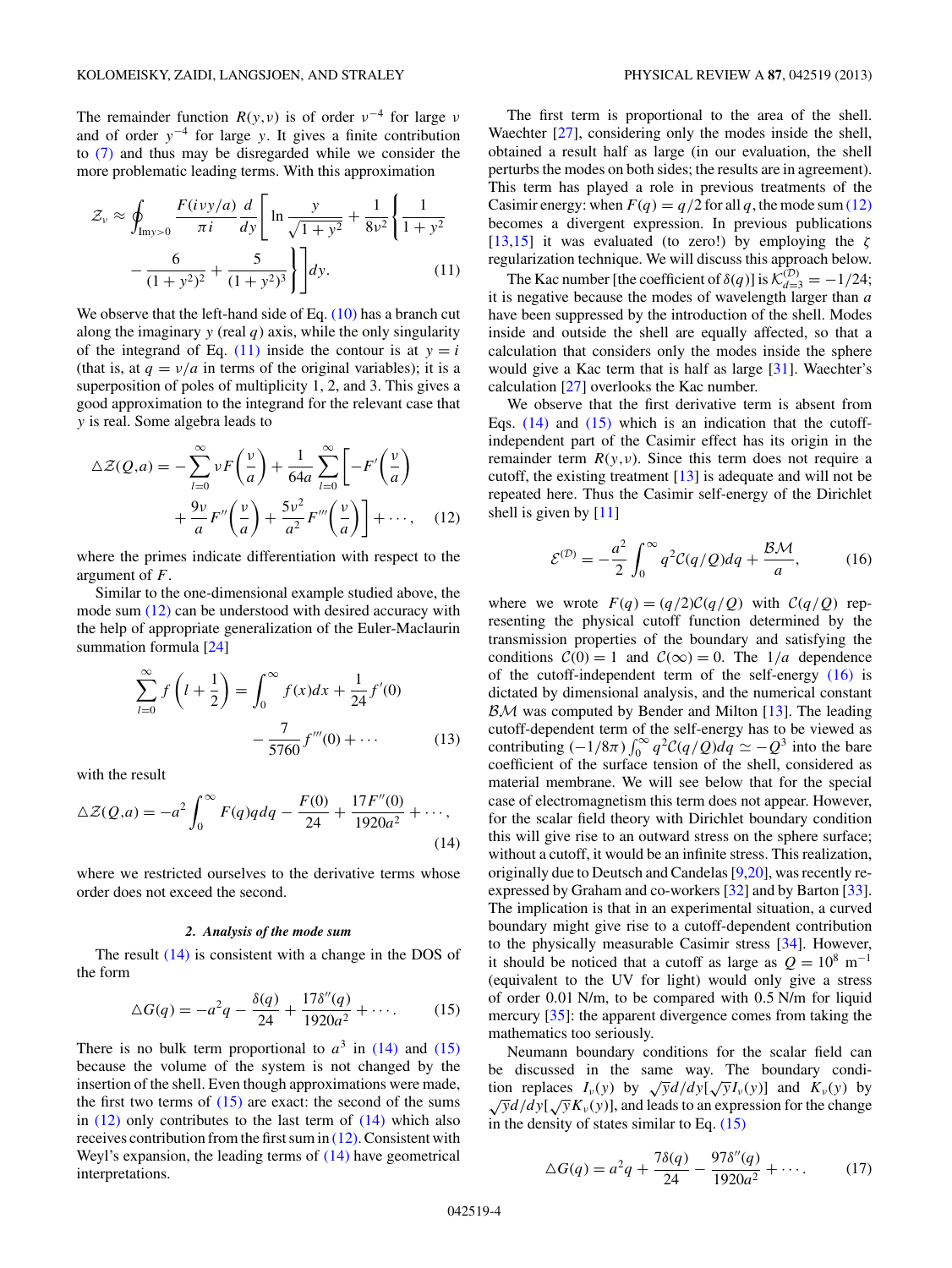The remainder function $R(y,\nu)$ is of order $\nu^{-4}$ for large $\nu$ and of order $y^{-4}$ for large $y$. It gives a finite contribution to (7) and thus may be disregarded while we consider the more problematic leading terms. With this approximation

$$\mathcal{Z}_\nu \approx \oint_{\mathrm{Im}y>0} \frac{F(i\nu y/a)}{\pi i}\frac{d}{dy}\left[\ln\frac{y}{\sqrt{1+y^2}} + \frac{1}{8\nu^2}\left\{\frac{1}{1+y^2} - \frac{6}{(1+y^2)^2} + \frac{5}{(1+y^2)^3}\right\}\right]dy. \tag{11}$$

We observe that the left-hand side of Eq. (10) has a branch cut along the imaginary $y$ (real $q$) axis, while the only singularity of the integrand of Eq. (11) inside the contour is at $y = i$ (that is, at $q = \nu/a$ in terms of the original variables); it is a superposition of poles of multiplicity 1, 2, and 3. This gives a good approximation to the integrand for the relevant case that $y$ is real. Some algebra leads to

$$\triangle\mathcal{Z}(Q,a) = -\sum_{l=0}^{\infty}\nu F\left(\frac{\nu}{a}\right) + \frac{1}{64a}\sum_{l=0}^{\infty}\left[-F'\left(\frac{\nu}{a}\right) + \frac{9\nu}{a}F''\left(\frac{\nu}{a}\right) + \frac{5\nu^2}{a^2}F'''\left(\frac{\nu}{a}\right)\right] + \cdots, \tag{12}$$

where the primes indicate differentiation with respect to the argument of $F$.

Similar to the one-dimensional example studied above, the mode sum (12) can be understood with desired accuracy with the help of appropriate generalization of the Euler-Maclaurin summation formula [24]

$$\sum_{l=0}^{\infty} f\left(l+\frac{1}{2}\right) = \int_0^{\infty} f(x)dx + \frac{1}{24}f'(0) - \frac{7}{5760}f'''(0) + \cdots \tag{13}$$

with the result

$$\triangle\mathcal{Z}(Q,a) = -a^2\int_0^{\infty}F(q)q\,dq - \frac{F(0)}{24} + \frac{17F''(0)}{1920a^2} + \cdots, \tag{14}$$

where we restricted ourselves to the derivative terms whose order does not exceed the second.

#### 2. Analysis of the mode sum

The result (14) is consistent with a change in the DOS of the form

$$\triangle G(q) = -a^2 q - \frac{\delta(q)}{24} + \frac{17\delta''(q)}{1920a^2} + \cdots. \tag{15}$$

There is no bulk term proportional to $a^3$ in (14) and (15) because the volume of the system is not changed by the insertion of the shell. Even though approximations were made, the first two terms of (15) are exact: the second of the sums in (12) only contributes to the last term of (14) which also receives contribution from the first sum in (12). Consistent with Weyl's expansion, the leading terms of (14) have geometrical interpretations.

The first term is proportional to the area of the shell. Waechter [27], considering only the modes inside the shell, obtained a result half as large (in our evaluation, the shell perturbs the modes on both sides; the results are in agreement). This term has played a role in previous treatments of the Casimir energy: when $F(q) = q/2$ for all $q$, the mode sum (12) becomes a divergent expression. In previous publications [13,15] it was evaluated (to zero!) by employing the $\zeta$ regularization technique. We will discuss this approach below.

The Kac number [the coefficient of $\delta(q)$] is $\mathcal{K}_{d=3}^{(\mathcal{D})} = -1/24$; it is negative because the modes of wavelength larger than $a$ have been suppressed by the introduction of the shell. Modes inside and outside the shell are equally affected, so that a calculation that considers only the modes inside the sphere would give a Kac term that is half as large [31]. Waechter's calculation [27] overlooks the Kac number.

We observe that the first derivative term is absent from Eqs. (14) and (15) which is an indication that the cutoff-independent part of the Casimir effect has its origin in the remainder term $R(y,\nu)$. Since this term does not require a cutoff, the existing treatment [13] is adequate and will not be repeated here. Thus the Casimir self-energy of the Dirichlet shell is given by [11]

$$\mathcal{E}^{(\mathcal{D})} = -\frac{a^2}{2}\int_0^{\infty} q^2\mathcal{C}(q/Q)dq + \frac{\mathcal{BM}}{a}, \tag{16}$$

where we wrote $F(q) = (q/2)\mathcal{C}(q/Q)$ with $\mathcal{C}(q/Q)$ representing the physical cutoff function determined by the transmission properties of the boundary and satisfying the conditions $\mathcal{C}(0) = 1$ and $\mathcal{C}(\infty) = 0$. The $1/a$ dependence of the cutoff-independent term of the self-energy (16) is dictated by dimensional analysis, and the numerical constant $\mathcal{BM}$ was computed by Bender and Milton [13]. The leading cutoff-dependent term of the self-energy has to be viewed as contributing $(-1/8\pi)\int_0^{\infty} q^2\mathcal{C}(q/Q)dq \simeq -Q^3$ into the bare coefficient of the surface tension of the shell, considered as material membrane. We will see below that for the special case of electromagnetism this term does not appear. However, for the scalar field theory with Dirichlet boundary condition this will give rise to an outward stress on the sphere surface; without a cutoff, it would be an infinite stress. This realization, originally due to Deutsch and Candelas [9,20], was recently re-expressed by Graham and co-workers [32] and by Barton [33]. The implication is that in an experimental situation, a curved boundary might give rise to a cutoff-dependent contribution to the physically measurable Casimir stress [34]. However, it should be noticed that a cutoff as large as $Q = 10^8$ m$^{-1}$ (equivalent to the UV for light) would only give a stress of order 0.01 N/m, to be compared with 0.5 N/m for liquid mercury [35]: the apparent divergence comes from taking the mathematics too seriously.

Neumann boundary conditions for the scalar field can be discussed in the same way. The boundary condition replaces $I_\nu(y)$ by $\sqrt{y}d/dy[\sqrt{y}I_\nu(y)]$ and $K_\nu(y)$ by $\sqrt{y}d/dy[\sqrt{y}K_\nu(y)]$, and leads to an expression for the change in the density of states similar to Eq. (15)

$$\triangle G(q) = a^2 q + \frac{7\delta(q)}{24} - \frac{97\delta''(q)}{1920a^2} + \cdots. \tag{17}$$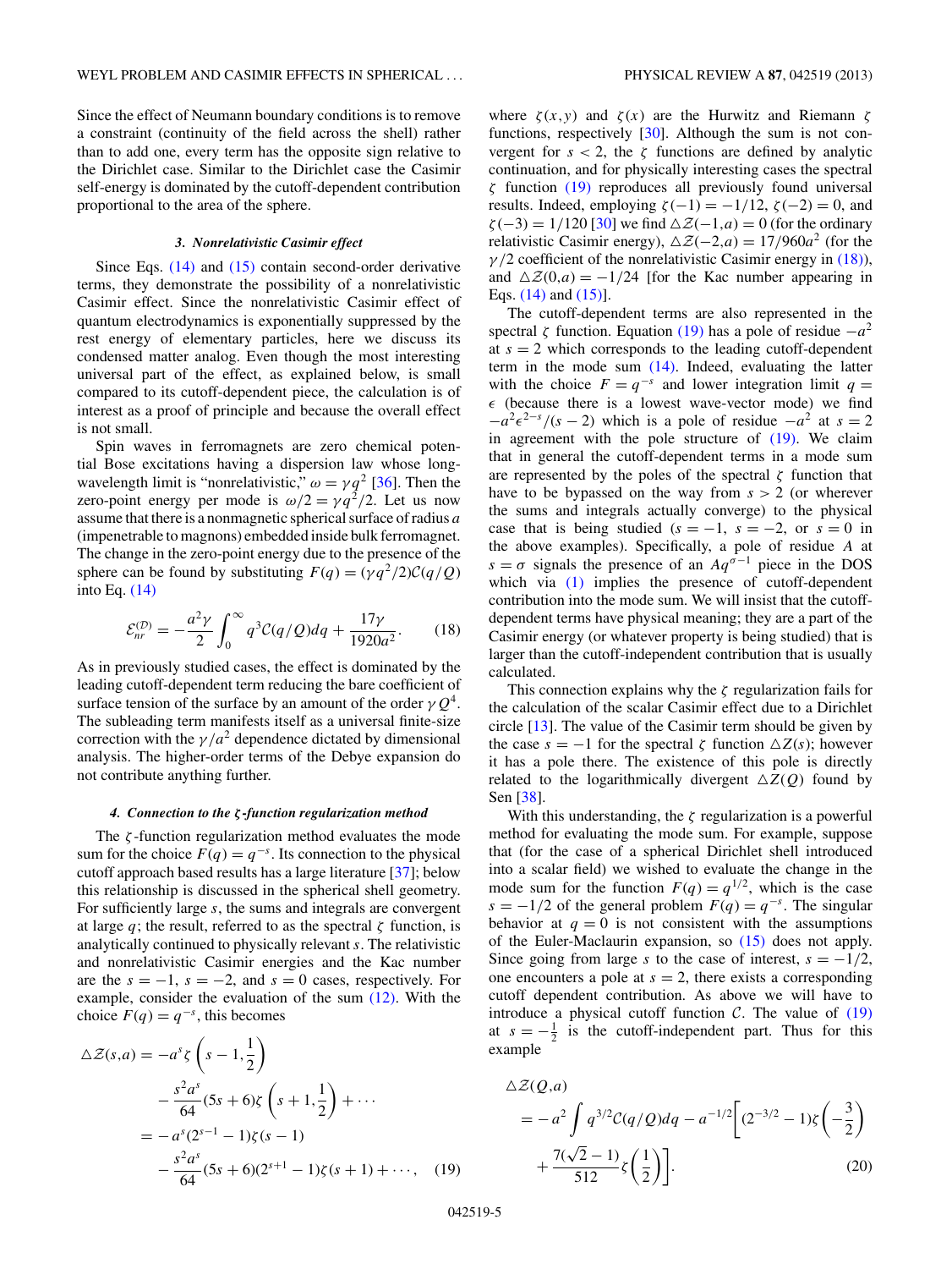Since the effect of Neumann boundary conditions is to remove a constraint (continuity of the field across the shell) rather than to add one, every term has the opposite sign relative to the Dirichlet case. Similar to the Dirichlet case the Casimir self-energy is dominated by the cutoff-dependent contribution proportional to the area of the sphere.

#### 3. Nonrelativistic Casimir effect

Since Eqs. (14) and (15) contain second-order derivative terms, they demonstrate the possibility of a nonrelativistic Casimir effect. Since the nonrelativistic Casimir effect of quantum electrodynamics is exponentially suppressed by the rest energy of elementary particles, here we discuss its condensed matter analog. Even though the most interesting universal part of the effect, as explained below, is small compared to its cutoff-dependent piece, the calculation is of interest as a proof of principle and because the overall effect is not small.

Spin waves in ferromagnets are zero chemical potential Bose excitations having a dispersion law whose long-wavelength limit is "nonrelativistic," $\omega = \gamma q^2$ [36]. Then the zero-point energy per mode is $\omega/2 = \gamma q^2/2$. Let us now assume that there is a nonmagnetic spherical surface of radius $a$ (impenetrable to magnons) embedded inside bulk ferromagnet. The change in the zero-point energy due to the presence of the sphere can be found by substituting $F(q) = (\gamma q^2/2)\mathcal{C}(q/Q)$ into Eq. (14)

$$\mathcal{E}_{nr}^{(\mathcal{D})} = -\frac{a^2\gamma}{2}\int_0^\infty q^3 \mathcal{C}(q/Q)dq + \frac{17\gamma}{1920a^2}. \tag{18}$$

As in previously studied cases, the effect is dominated by the leading cutoff-dependent term reducing the bare coefficient of surface tension of the surface by an amount of the order $\gamma Q^4$. The subleading term manifests itself as a universal finite-size correction with the $\gamma/a^2$ dependence dictated by dimensional analysis. The higher-order terms of the Debye expansion do not contribute anything further.

#### 4. Connection to the ζ-function regularization method

The $\zeta$-function regularization method evaluates the mode sum for the choice $F(q) = q^{-s}$. Its connection to the physical cutoff approach based results has a large literature [37]; below this relationship is discussed in the spherical shell geometry. For sufficiently large $s$, the sums and integrals are convergent at large $q$; the result, referred to as the spectral $\zeta$ function, is analytically continued to physically relevant $s$. The relativistic and nonrelativistic Casimir energies and the Kac number are the $s = -1$, $s = -2$, and $s = 0$ cases, respectively. For example, consider the evaluation of the sum (12). With the choice $F(q) = q^{-s}$, this becomes

$$\begin{aligned}\triangle\mathcal{Z}(s,a) &= -a^s\zeta\left(s-1,\frac{1}{2}\right) \\ &\quad - \frac{s^2a^s}{64}(5s+6)\zeta\left(s+1,\frac{1}{2}\right) + \cdots \\ &= -a^s(2^{s-1}-1)\zeta(s-1) \\ &\quad - \frac{s^2a^s}{64}(5s+6)(2^{s+1}-1)\zeta(s+1) + \cdots, \end{aligned}\tag{19}$$

where $\zeta(x,y)$ and $\zeta(x)$ are the Hurwitz and Riemann $\zeta$ functions, respectively [30]. Although the sum is not convergent for $s < 2$, the $\zeta$ functions are defined by analytic continuation, and for physically interesting cases the spectral $\zeta$ function (19) reproduces all previously found universal results. Indeed, employing $\zeta(-1) = -1/12$, $\zeta(-2) = 0$, and $\zeta(-3) = 1/120$ [30] we find $\triangle\mathcal{Z}(-1,a) = 0$ (for the ordinary relativistic Casimir energy), $\triangle\mathcal{Z}(-2,a) = 17/960a^2$ (for the $\gamma/2$ coefficient of the nonrelativistic Casimir energy in (18)), and $\triangle\mathcal{Z}(0,a) = -1/24$ [for the Kac number appearing in Eqs. (14) and (15)].

The cutoff-dependent terms are also represented in the spectral $\zeta$ function. Equation (19) has a pole of residue $-a^2$ at $s = 2$ which corresponds to the leading cutoff-dependent term in the mode sum (14). Indeed, evaluating the latter with the choice $F = q^{-s}$ and lower integration limit $q = \epsilon$ (because there is a lowest wave-vector mode) we find $-a^2\epsilon^{2-s}/(s-2)$ which is a pole of residue $-a^2$ at $s = 2$ in agreement with the pole structure of (19). We claim that in general the cutoff-dependent terms in a mode sum are represented by the poles of the spectral $\zeta$ function that have to be bypassed on the way from $s > 2$ (or wherever the sums and integrals actually converge) to the physical case that is being studied ($s = -1$, $s = -2$, or $s = 0$ in the above examples). Specifically, a pole of residue $A$ at $s = \sigma$ signals the presence of an $Aq^{\sigma-1}$ piece in the DOS which via (1) implies the presence of cutoff-dependent contribution into the mode sum. We will insist that the cutoff-dependent terms have physical meaning; they are a part of the Casimir energy (or whatever property is being studied) that is larger than the cutoff-independent contribution that is usually calculated.

This connection explains why the $\zeta$ regularization fails for the calculation of the scalar Casimir effect due to a Dirichlet circle [13]. The value of the Casimir term should be given by the case $s = -1$ for the spectral $\zeta$ function $\triangle Z(s)$; however it has a pole there. The existence of this pole is directly related to the logarithmically divergent $\triangle Z(Q)$ found by Sen [38].

With this understanding, the $\zeta$ regularization is a powerful method for evaluating the mode sum. For example, suppose that (for the case of a spherical Dirichlet shell introduced into a scalar field) we wished to evaluate the change in the mode sum for the function $F(q) = q^{1/2}$, which is the case $s = -1/2$ of the general problem $F(q) = q^{-s}$. The singular behavior at $q = 0$ is not consistent with the assumptions of the Euler-Maclaurin expansion, so (15) does not apply. Since going from large $s$ to the case of interest, $s = -1/2$, one encounters a pole at $s = 2$, there exists a corresponding cutoff dependent contribution. As above we will have to introduce a physical cutoff function $\mathcal{C}$. The value of (19) at $s = -\frac{1}{2}$ is the cutoff-independent part. Thus for this example

$$\begin{aligned}&\triangle\mathcal{Z}(Q,a) \\ &= -a^2\int q^{3/2}\mathcal{C}(q/Q)dq - a^{-1/2}\left[(2^{-3/2}-1)\zeta\left(-\frac{3}{2}\right)\right. \\ &\quad \left. + \frac{7(\sqrt{2}-1)}{512}\zeta\left(\frac{1}{2}\right)\right].\end{aligned}\tag{20}$$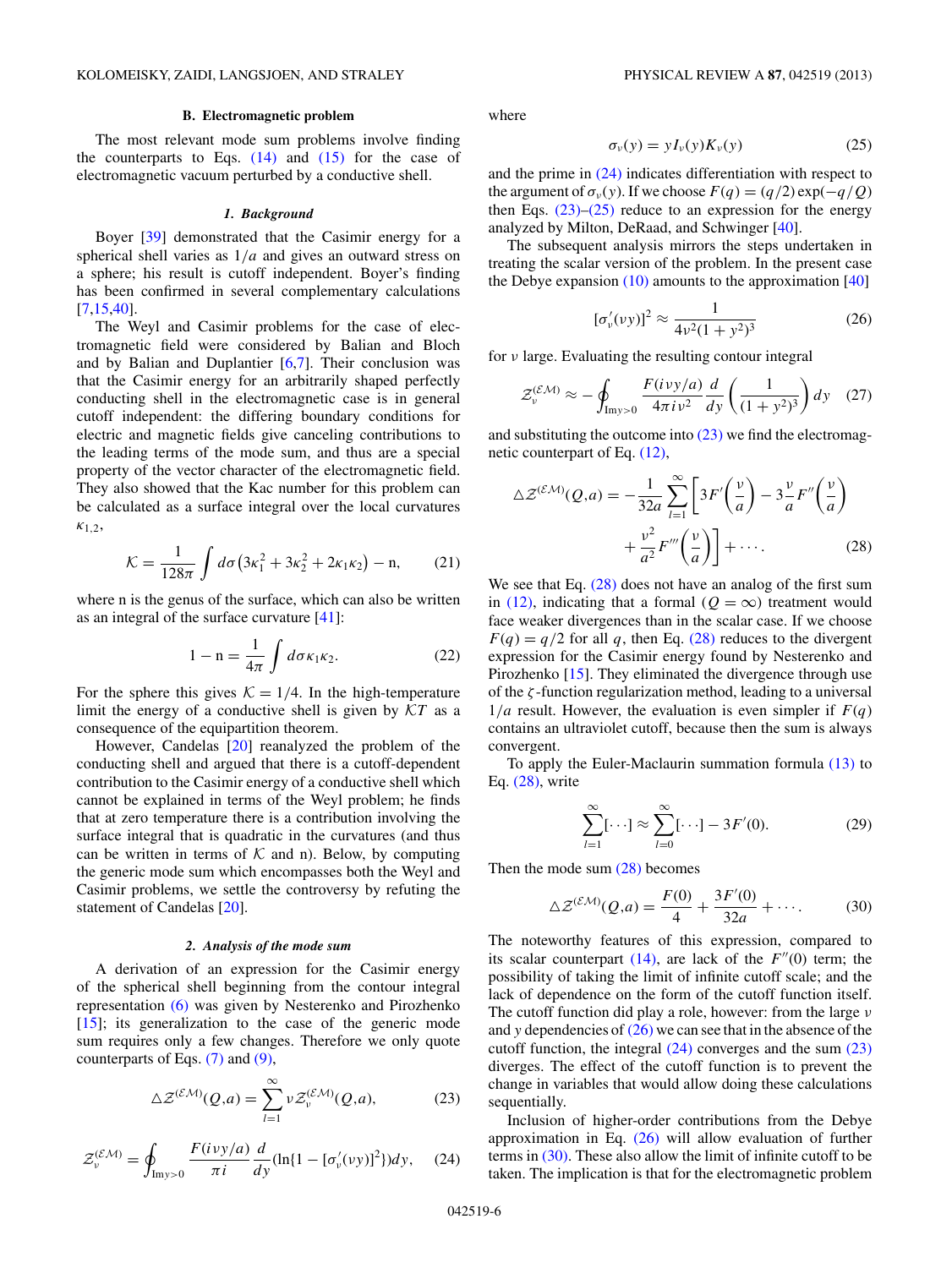### B. Electromagnetic problem

The most relevant mode sum problems involve finding the counterparts to Eqs. (14) and (15) for the case of electromagnetic vacuum perturbed by a conductive shell.

#### 1. Background

Boyer [39] demonstrated that the Casimir energy for a spherical shell varies as $1/a$ and gives an outward stress on a sphere; his result is cutoff independent. Boyer's finding has been confirmed in several complementary calculations [7,15,40].

The Weyl and Casimir problems for the case of electromagnetic field were considered by Balian and Bloch and by Balian and Duplantier [6,7]. Their conclusion was that the Casimir energy for an arbitrarily shaped perfectly conducting shell in the electromagnetic case is in general cutoff independent: the differing boundary conditions for electric and magnetic fields give canceling contributions to the leading terms of the mode sum, and thus are a special property of the vector character of the electromagnetic field. They also showed that the Kac number for this problem can be calculated as a surface integral over the local curvatures $\kappa_{1,2}$,

$$\mathcal{K} = \frac{1}{128\pi}\int d\sigma\left(3\kappa_1^2 + 3\kappa_2^2 + 2\kappa_1\kappa_2\right) - \mathrm{n}, \tag{21}$$

where n is the genus of the surface, which can also be written as an integral of the surface curvature [41]:

$$1 - \mathrm{n} = \frac{1}{4\pi}\int d\sigma \kappa_1\kappa_2. \tag{22}$$

For the sphere this gives $\mathcal{K} = 1/4$. In the high-temperature limit the energy of a conductive shell is given by $\mathcal{K}T$ as a consequence of the equipartition theorem.

However, Candelas [20] reanalyzed the problem of the conducting shell and argued that there is a cutoff-dependent contribution to the Casimir energy of a conductive shell which cannot be explained in terms of the Weyl problem; he finds that at zero temperature there is a contribution involving the surface integral that is quadratic in the curvatures (and thus can be written in terms of $\mathcal{K}$ and n). Below, by computing the generic mode sum which encompasses both the Weyl and Casimir problems, we settle the controversy by refuting the statement of Candelas [20].

#### 2. Analysis of the mode sum

A derivation of an expression for the Casimir energy of the spherical shell beginning from the contour integral representation (6) was given by Nesterenko and Pirozhenko [15]; its generalization to the case of the generic mode sum requires only a few changes. Therefore we only quote counterparts of Eqs. (7) and (9),

$$\triangle\mathcal{Z}^{(\mathcal{EM})}(Q,a) = \sum_{l=1}^{\infty}\nu\mathcal{Z}_\nu^{(\mathcal{EM})}(Q,a), \tag{23}$$

$$\mathcal{Z}_\nu^{(\mathcal{EM})} = \oint_{\mathrm{Im}y>0}\frac{F(i\nu y/a)}{\pi i}\frac{d}{dy}\left(\ln\{1 - [\sigma_\nu'(\nu y)]^2\}\right)dy, \tag{24}$$

where

$$\sigma_\nu(y) = yI_\nu(y)K_\nu(y) \tag{25}$$

and the prime in (24) indicates differentiation with respect to the argument of $\sigma_\nu(y)$. If we choose $F(q) = (q/2)\exp(-q/Q)$ then Eqs. (23)–(25) reduce to an expression for the energy analyzed by Milton, DeRaad, and Schwinger [40].

The subsequent analysis mirrors the steps undertaken in treating the scalar version of the problem. In the present case the Debye expansion (10) amounts to the approximation [40]

$$[\sigma_\nu'(\nu y)]^2 \approx \frac{1}{4\nu^2(1+y^2)^3} \tag{26}$$

for $\nu$ large. Evaluating the resulting contour integral

$$\mathcal{Z}_\nu^{(\mathcal{EM})} \approx -\oint_{\mathrm{Im}y>0}\frac{F(i\nu y/a)}{4\pi i\nu^2}\frac{d}{dy}\left(\frac{1}{(1+y^2)^3}\right)dy \tag{27}$$

and substituting the outcome into (23) we find the electromagnetic counterpart of Eq. (12),

$$\triangle\mathcal{Z}^{(\mathcal{EM})}(Q,a) = -\frac{1}{32a}\sum_{l=1}^{\infty}\left[3F'\left(\frac{\nu}{a}\right) - 3\frac{\nu}{a}F''\left(\frac{\nu}{a}\right) + \frac{\nu^2}{a^2}F'''\left(\frac{\nu}{a}\right)\right] + \cdots. \tag{28}$$

We see that Eq. (28) does not have an analog of the first sum in (12), indicating that a formal ($Q = \infty$) treatment would face weaker divergences than in the scalar case. If we choose $F(q) = q/2$ for all $q$, then Eq. (28) reduces to the divergent expression for the Casimir energy found by Nesterenko and Pirozhenko [15]. They eliminated the divergence through use of the $\zeta$-function regularization method, leading to a universal $1/a$ result. However, the evaluation is even simpler if $F(q)$ contains an ultraviolet cutoff, because then the sum is always convergent.

To apply the Euler-Maclaurin summation formula (13) to Eq. (28), write

$$\sum_{l=1}^{\infty}[\cdots] \approx \sum_{l=0}^{\infty}[\cdots] - 3F'(0). \tag{29}$$

Then the mode sum (28) becomes

$$\triangle\mathcal{Z}^{(\mathcal{EM})}(Q,a) = \frac{F(0)}{4} + \frac{3F'(0)}{32a} + \cdots. \tag{30}$$

The noteworthy features of this expression, compared to its scalar counterpart (14), are lack of the $F''(0)$ term; the possibility of taking the limit of infinite cutoff scale; and the lack of dependence on the form of the cutoff function itself. The cutoff function did play a role, however: from the large $\nu$ and $y$ dependencies of (26) we can see that in the absence of the cutoff function, the integral (24) converges and the sum (23) diverges. The effect of the cutoff function is to prevent the change in variables that would allow doing these calculations sequentially.

Inclusion of higher-order contributions from the Debye approximation in Eq. (26) will allow evaluation of further terms in (30). These also allow the limit of infinite cutoff to be taken. The implication is that for the electromagnetic problem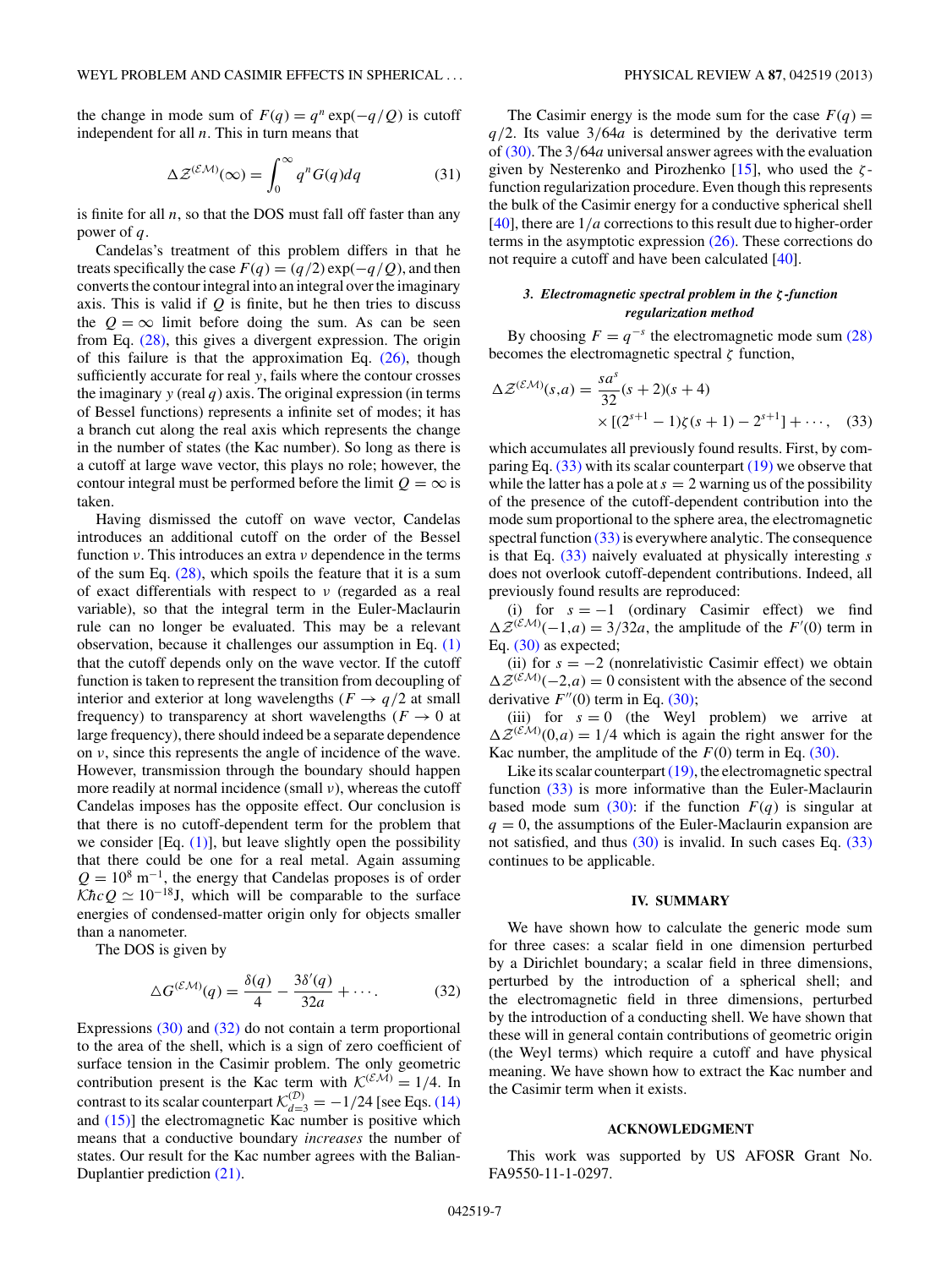the change in mode sum of $F(q) = q^n \exp(-q/Q)$ is cutoff independent for all $n$. This in turn means that

$$\Delta \mathcal{Z}^{(\mathcal{EM})}(\infty) = \int_0^\infty q^n G(q) dq \tag{31}$$

is finite for all $n$, so that the DOS must fall off faster than any power of $q$.

Candelas's treatment of this problem differs in that he treats specifically the case $F(q) = (q/2)\exp(-q/Q)$, and then converts the contour integral into an integral over the imaginary axis. This is valid if $Q$ is finite, but he then tries to discuss the $Q = \infty$ limit before doing the sum. As can be seen from Eq. (28), this gives a divergent expression. The origin of this failure is that the approximation Eq. (26), though sufficiently accurate for real $y$, fails where the contour crosses the imaginary $y$ (real $q$) axis. The original expression (in terms of Bessel functions) represents a infinite set of modes; it has a branch cut along the real axis which represents the change in the number of states (the Kac number). So long as there is a cutoff at large wave vector, this plays no role; however, the contour integral must be performed before the limit $Q = \infty$ is taken.

Having dismissed the cutoff on wave vector, Candelas introduces an additional cutoff on the order of the Bessel function $\nu$. This introduces an extra $\nu$ dependence in the terms of the sum Eq. (28), which spoils the feature that it is a sum of exact differentials with respect to $\nu$ (regarded as a real variable), so that the integral term in the Euler-Maclaurin rule can no longer be evaluated. This may be a relevant observation, because it challenges our assumption in Eq. (1) that the cutoff depends only on the wave vector. If the cutoff function is taken to represent the transition from decoupling of interior and exterior at long wavelengths ($F \to q/2$ at small frequency) to transparency at short wavelengths ($F \to 0$ at large frequency), there should indeed be a separate dependence on $\nu$, since this represents the angle of incidence of the wave. However, transmission through the boundary should happen more readily at normal incidence (small $\nu$), whereas the cutoff Candelas imposes has the opposite effect. Our conclusion is that there is no cutoff-dependent term for the problem that we consider [Eq. (1)], but leave slightly open the possibility that there could be one for a real metal. Again assuming $Q = 10^8\ \mathrm{m}^{-1}$, the energy that Candelas proposes is of order $\mathcal{K}\hbar c Q \simeq 10^{-18}$J, which will be comparable to the surface energies of condensed-matter origin only for objects smaller than a nanometer.

The DOS is given by

$$\Delta G^{(\mathcal{EM})}(q) = \frac{\delta(q)}{4} - \frac{3\delta'(q)}{32a} + \cdots. \tag{32}$$

Expressions (30) and (32) do not contain a term proportional to the area of the shell, which is a sign of zero coefficient of surface tension in the Casimir problem. The only geometric contribution present is the Kac term with $\mathcal{K}^{(\mathcal{EM})} = 1/4$. In contrast to its scalar counterpart $\mathcal{K}^{(\mathcal{D})}_{d=3} = -1/24$ [see Eqs. (14) and (15)] the electromagnetic Kac number is positive which means that a conductive boundary *increases* the number of states. Our result for the Kac number agrees with the Balian-Duplantier prediction (21).

The Casimir energy is the mode sum for the case $F(q) = q/2$. Its value $3/64a$ is determined by the derivative term of (30). The $3/64a$ universal answer agrees with the evaluation given by Nesterenko and Pirozhenko [15], who used the $\zeta$-function regularization procedure. Even though this represents the bulk of the Casimir energy for a conductive spherical shell [40], there are $1/a$ corrections to this result due to higher-order terms in the asymptotic expression (26). These corrections do not require a cutoff and have been calculated [40].

### 3. Electromagnetic spectral problem in the $\zeta$-function regularization method

By choosing $F = q^{-s}$ the electromagnetic mode sum (28) becomes the electromagnetic spectral $\zeta$ function,

$$\Delta \mathcal{Z}^{(\mathcal{EM})}(s,a) = \frac{sa^s}{32}(s+2)(s+4) \times [(2^{s+1} - 1)\zeta(s+1) - 2^{s+1}] + \cdots, \tag{33}$$

which accumulates all previously found results. First, by comparing Eq. (33) with its scalar counterpart (19) we observe that while the latter has a pole at $s = 2$ warning us of the possibility of the presence of the cutoff-dependent contribution into the mode sum proportional to the sphere area, the electromagnetic spectral function (33) is everywhere analytic. The consequence is that Eq. (33) naively evaluated at physically interesting $s$ does not overlook cutoff-dependent contributions. Indeed, all previously found results are reproduced:

(i) for $s = -1$ (ordinary Casimir effect) we find $\Delta \mathcal{Z}^{(\mathcal{EM})}(-1,a) = 3/32a$, the amplitude of the $F'(0)$ term in Eq. (30) as expected;

(ii) for $s = -2$ (nonrelativistic Casimir effect) we obtain $\Delta \mathcal{Z}^{(\mathcal{EM})}(-2,a) = 0$ consistent with the absence of the second derivative $F''(0)$ term in Eq. (30);

(iii) for $s = 0$ (the Weyl problem) we arrive at $\Delta \mathcal{Z}^{(\mathcal{EM})}(0,a) = 1/4$ which is again the right answer for the Kac number, the amplitude of the $F(0)$ term in Eq. (30).

Like its scalar counterpart (19), the electromagnetic spectral function (33) is more informative than the Euler-Maclaurin based mode sum (30): if the function $F(q)$ is singular at $q = 0$, the assumptions of the Euler-Maclaurin expansion are not satisfied, and thus (30) is invalid. In such cases Eq. (33) continues to be applicable.

## IV. SUMMARY

We have shown how to calculate the generic mode sum for three cases: a scalar field in one dimension perturbed by a Dirichlet boundary; a scalar field in three dimensions, perturbed by the introduction of a spherical shell; and the electromagnetic field in three dimensions, perturbed by the introduction of a conducting shell. We have shown that these will in general contain contributions of geometric origin (the Weyl terms) which require a cutoff and have physical meaning. We have shown how to extract the Kac number and the Casimir term when it exists.

## ACKNOWLEDGMENT

This work was supported by US AFOSR Grant No. FA9550-11-1-0297.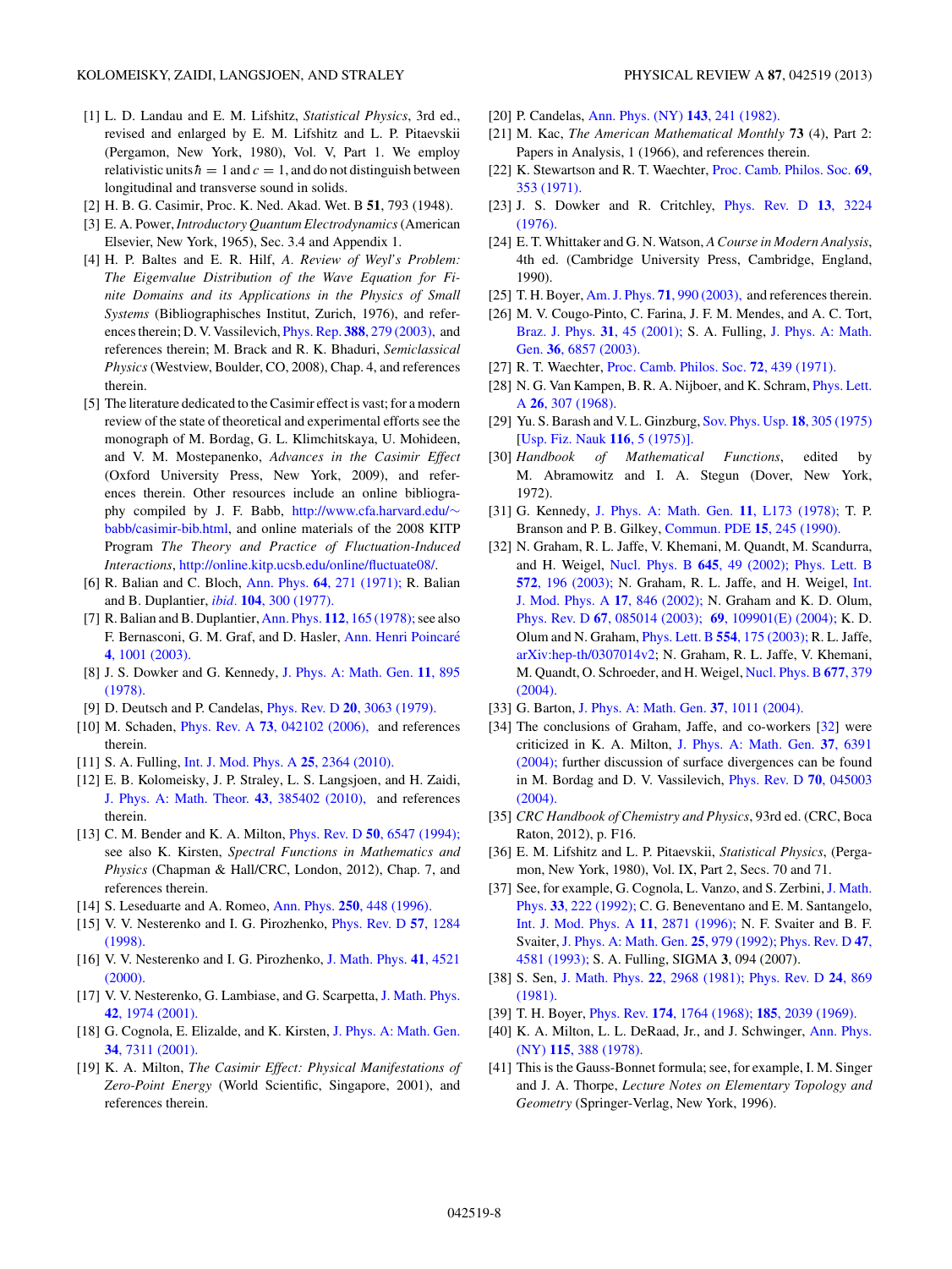[1] L. D. Landau and E. M. Lifshitz, *Statistical Physics*, 3rd ed., revised and enlarged by E. M. Lifshitz and L. P. Pitaevskii (Pergamon, New York, 1980), Vol. V, Part 1. We employ relativistic units $\hbar = 1$ and $c = 1$, and do not distinguish between longitudinal and transverse sound in solids.

[2] H. B. G. Casimir, Proc. K. Ned. Akad. Wet. B **51**, 793 (1948).

[3] E. A. Power, *Introductory Quantum Electrodynamics* (American Elsevier, New York, 1965), Sec. 3.4 and Appendix 1.

[4] H. P. Baltes and E. R. Hilf, *A. Review of Weyl's Problem: The Eigenvalue Distribution of the Wave Equation for Finite Domains and its Applications in the Physics of Small Systems* (Bibliographisches Institut, Zurich, 1976), and references therein; D. V. Vassilevich, Phys. Rep. **388**, 279 (2003), and references therein; M. Brack and R. K. Bhaduri, *Semiclassical Physics* (Westview, Boulder, CO, 2008), Chap. 4, and references therein.

[5] The literature dedicated to the Casimir effect is vast; for a modern review of the state of theoretical and experimental efforts see the monograph of M. Bordag, G. L. Klimchitskaya, U. Mohideen, and V. M. Mostepanenko, *Advances in the Casimir Effect* (Oxford University Press, New York, 2009), and references therein. Other resources include an online bibliography compiled by J. F. Babb, http://www.cfa.harvard.edu/~babb/casimir-bib.html, and online materials of the 2008 KITP Program *The Theory and Practice of Fluctuation-Induced Interactions*, http://online.kitp.ucsb.edu/online/fluctuate08/.

[6] R. Balian and C. Bloch, Ann. Phys. **64**, 271 (1971); R. Balian and B. Duplantier, *ibid*. **104**, 300 (1977).

[7] R. Balian and B. Duplantier, Ann. Phys. **112**, 165 (1978); see also F. Bernasconi, G. M. Graf, and D. Hasler, Ann. Henri Poincaré **4**, 1001 (2003).

[8] J. S. Dowker and G. Kennedy, J. Phys. A: Math. Gen. **11**, 895 (1978).

[9] D. Deutsch and P. Candelas, Phys. Rev. D **20**, 3063 (1979).

[10] M. Schaden, Phys. Rev. A **73**, 042102 (2006), and references therein.

[11] S. A. Fulling, Int. J. Mod. Phys. A **25**, 2364 (2010).

[12] E. B. Kolomeisky, J. P. Straley, L. S. Langsjoen, and H. Zaidi, J. Phys. A: Math. Theor. **43**, 385402 (2010), and references therein.

[13] C. M. Bender and K. A. Milton, Phys. Rev. D **50**, 6547 (1994); see also K. Kirsten, *Spectral Functions in Mathematics and Physics* (Chapman & Hall/CRC, London, 2012), Chap. 7, and references therein.

[14] S. Leseduarte and A. Romeo, Ann. Phys. **250**, 448 (1996).

[15] V. V. Nesterenko and I. G. Pirozhenko, Phys. Rev. D **57**, 1284 (1998).

[16] V. V. Nesterenko and I. G. Pirozhenko, J. Math. Phys. **41**, 4521 (2000).

[17] V. V. Nesterenko, G. Lambiase, and G. Scarpetta, J. Math. Phys. **42**, 1974 (2001).

[18] G. Cognola, E. Elizalde, and K. Kirsten, J. Phys. A: Math. Gen. **34**, 7311 (2001).

[19] K. A. Milton, *The Casimir Effect: Physical Manifestations of Zero-Point Energy* (World Scientific, Singapore, 2001), and references therein.

[20] P. Candelas, Ann. Phys. (NY) **143**, 241 (1982).

[21] M. Kac, *The American Mathematical Monthly* **73** (4), Part 2: Papers in Analysis, 1 (1966), and references therein.

[22] K. Stewartson and R. T. Waechter, Proc. Camb. Philos. Soc. **69**, 353 (1971).

[23] J. S. Dowker and R. Critchley, Phys. Rev. D **13**, 3224 (1976).

[24] E. T. Whittaker and G. N. Watson, *A Course in Modern Analysis*, 4th ed. (Cambridge University Press, Cambridge, England, 1990).

[25] T. H. Boyer, Am. J. Phys. **71**, 990 (2003), and references therein.

[26] M. V. Cougo-Pinto, C. Farina, J. F. M. Mendes, and A. C. Tort, Braz. J. Phys. **31**, 45 (2001); S. A. Fulling, J. Phys. A: Math. Gen. **36**, 6857 (2003).

[27] R. T. Waechter, Proc. Camb. Philos. Soc. **72**, 439 (1971).

[28] N. G. Van Kampen, B. R. A. Nijboer, and K. Schram, Phys. Lett. A **26**, 307 (1968).

[29] Yu. S. Barash and V. L. Ginzburg, Sov. Phys. Usp. **18**, 305 (1975) [Usp. Fiz. Nauk **116**, 5 (1975)].

[30] *Handbook of Mathematical Functions*, edited by M. Abramowitz and I. A. Stegun (Dover, New York, 1972).

[31] G. Kennedy, J. Phys. A: Math. Gen. **11**, L173 (1978); T. P. Branson and P. B. Gilkey, Commun. PDE **15**, 245 (1990).

[32] N. Graham, R. L. Jaffe, V. Khemani, M. Quandt, M. Scandurra, and H. Weigel, Nucl. Phys. B **645**, 49 (2002); Phys. Lett. B **572**, 196 (2003); N. Graham, R. L. Jaffe, and H. Weigel, Int. J. Mod. Phys. A **17**, 846 (2002); N. Graham and K. D. Olum, Phys. Rev. D **67**, 085014 (2003); **69**, 109901(E) (2004); K. D. Olum and N. Graham, Phys. Lett. B **554**, 175 (2003); R. L. Jaffe, arXiv:hep-th/0307014v2; N. Graham, R. L. Jaffe, V. Khemani, M. Quandt, O. Schroeder, and H. Weigel, Nucl. Phys. B **677**, 379 (2004).

[33] G. Barton, J. Phys. A: Math. Gen. **37**, 1011 (2004).

[34] The conclusions of Graham, Jaffe, and co-workers [32] were criticized in K. A. Milton, J. Phys. A: Math. Gen. **37**, 6391 (2004); further discussion of surface divergences can be found in M. Bordag and D. V. Vassilevich, Phys. Rev. D **70**, 045003 (2004).

[35] *CRC Handbook of Chemistry and Physics*, 93rd ed. (CRC, Boca Raton, 2012), p. F16.

[36] E. M. Lifshitz and L. P. Pitaevskii, *Statistical Physics*, (Pergamon, New York, 1980), Vol. IX, Part 2, Secs. 70 and 71.

[37] See, for example, G. Cognola, L. Vanzo, and S. Zerbini, J. Math. Phys. **33**, 222 (1992); C. G. Beneventano and E. M. Santangelo, Int. J. Mod. Phys. A **11**, 2871 (1996); N. F. Svaiter and B. F. Svaiter, J. Phys. A: Math. Gen. **25**, 979 (1992); Phys. Rev. D **47**, 4581 (1993); S. A. Fulling, SIGMA **3**, 094 (2007).

[38] S. Sen, J. Math. Phys. **22**, 2968 (1981); Phys. Rev. D **24**, 869 (1981).

[39] T. H. Boyer, Phys. Rev. **174**, 1764 (1968); **185**, 2039 (1969).

[40] K. A. Milton, L. L. DeRaad, Jr., and J. Schwinger, Ann. Phys. (NY) **115**, 388 (1978).

[41] This is the Gauss-Bonnet formula; see, for example, I. M. Singer and J. A. Thorpe, *Lecture Notes on Elementary Topology and Geometry* (Springer-Verlag, New York, 1996).